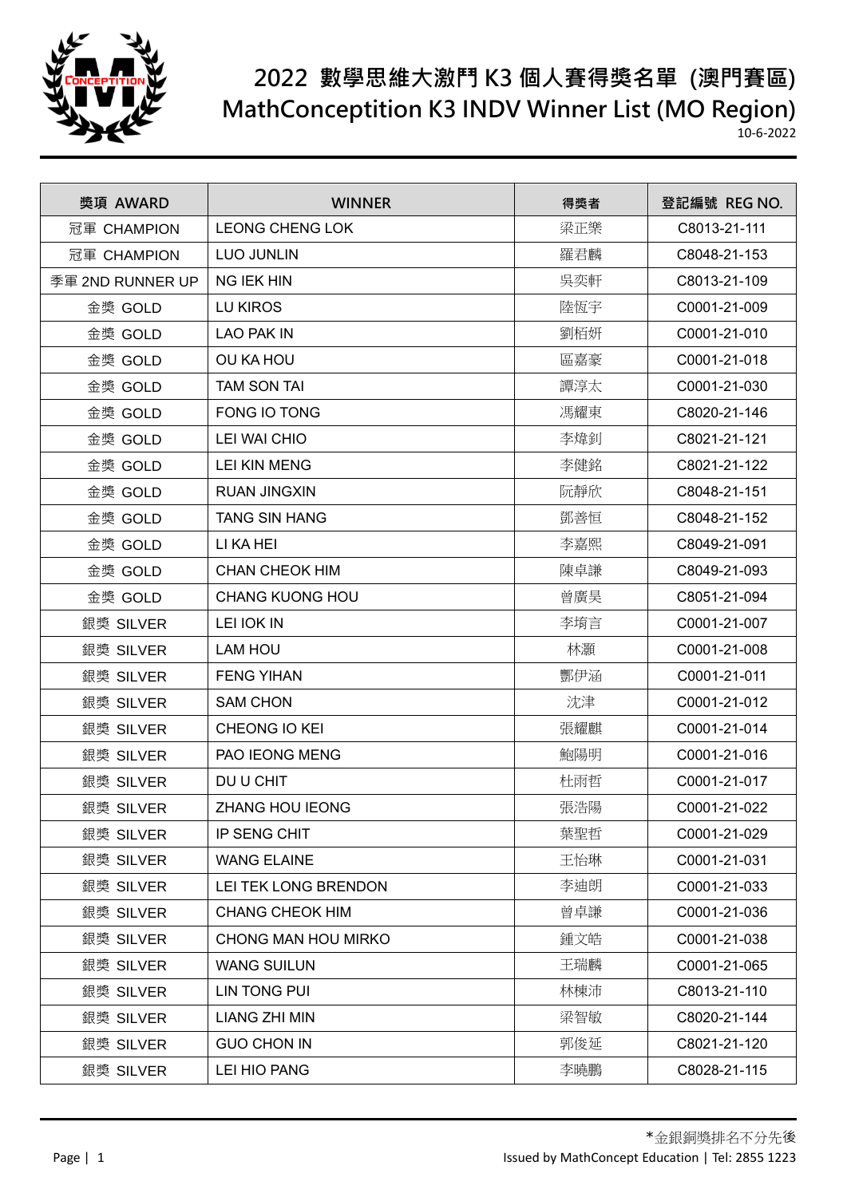# 2022 數學思維大激鬥 K3 個人賽得獎名單 (澳門賽區)
# MathConceptition K3 INDV Winner List (MO Region)

10-6-2022

| 獎項 AWARD | WINNER | 得獎者 | 登記編號 REG NO. |
|---|---|---|---|
| 冠軍 CHAMPION | LEONG CHENG LOK | 梁正樂 | C8013-21-111 |
| 冠軍 CHAMPION | LUO JUNLIN | 羅君麟 | C8048-21-153 |
| 季軍 2ND RUNNER UP | NG IEK HIN | 吳奕軒 | C8013-21-109 |
| 金獎 GOLD | LU KIROS | 陸恆宇 | C0001-21-009 |
| 金獎 GOLD | LAO PAK IN | 劉栢妍 | C0001-21-010 |
| 金獎 GOLD | OU KA HOU | 區嘉豪 | C0001-21-018 |
| 金獎 GOLD | TAM SON TAI | 譚淳太 | C0001-21-030 |
| 金獎 GOLD | FONG IO TONG | 馮耀東 | C8020-21-146 |
| 金獎 GOLD | LEI WAI CHIO | 李煒釗 | C8021-21-121 |
| 金獎 GOLD | LEI KIN MENG | 李健銘 | C8021-21-122 |
| 金獎 GOLD | RUAN JINGXIN | 阮靜欣 | C8048-21-151 |
| 金獎 GOLD | TANG SIN HANG | 鄧善恒 | C8048-21-152 |
| 金獎 GOLD | LI KA HEI | 李嘉熙 | C8049-21-091 |
| 金獎 GOLD | CHAN CHEOK HIM | 陳卓謙 | C8049-21-093 |
| 金獎 GOLD | CHANG KUONG HOU | 曾廣昊 | C8051-21-094 |
| 銀獎 SILVER | LEI IOK IN | 李堉言 | C0001-21-007 |
| 銀獎 SILVER | LAM HOU | 林灝 | C0001-21-008 |
| 銀獎 SILVER | FENG YIHAN | 酆伊涵 | C0001-21-011 |
| 銀獎 SILVER | SAM CHON | 沈津 | C0001-21-012 |
| 銀獎 SILVER | CHEONG IO KEI | 張耀麒 | C0001-21-014 |
| 銀獎 SILVER | PAO IEONG MENG | 鮑陽明 | C0001-21-016 |
| 銀獎 SILVER | DU U CHIT | 杜雨哲 | C0001-21-017 |
| 銀獎 SILVER | ZHANG HOU IEONG | 張浩陽 | C0001-21-022 |
| 銀獎 SILVER | IP SENG CHIT | 葉聖哲 | C0001-21-029 |
| 銀獎 SILVER | WANG ELAINE | 王怡琳 | C0001-21-031 |
| 銀獎 SILVER | LEI TEK LONG BRENDON | 李迪朗 | C0001-21-033 |
| 銀獎 SILVER | CHANG CHEOK HIM | 曾卓謙 | C0001-21-036 |
| 銀獎 SILVER | CHONG MAN HOU MIRKO | 鍾文皓 | C0001-21-038 |
| 銀獎 SILVER | WANG SUILUN | 王瑞麟 | C0001-21-065 |
| 銀獎 SILVER | LIN TONG PUI | 林棟沛 | C8013-21-110 |
| 銀獎 SILVER | LIANG ZHI MIN | 梁智敏 | C8020-21-144 |
| 銀獎 SILVER | GUO CHON IN | 郭俊延 | C8021-21-120 |
| 銀獎 SILVER | LEI HIO PANG | 李曉鵬 | C8028-21-115 |

*金銀銅獎排名不分先後

Issued by MathConcept Education | Tel: 2855 1223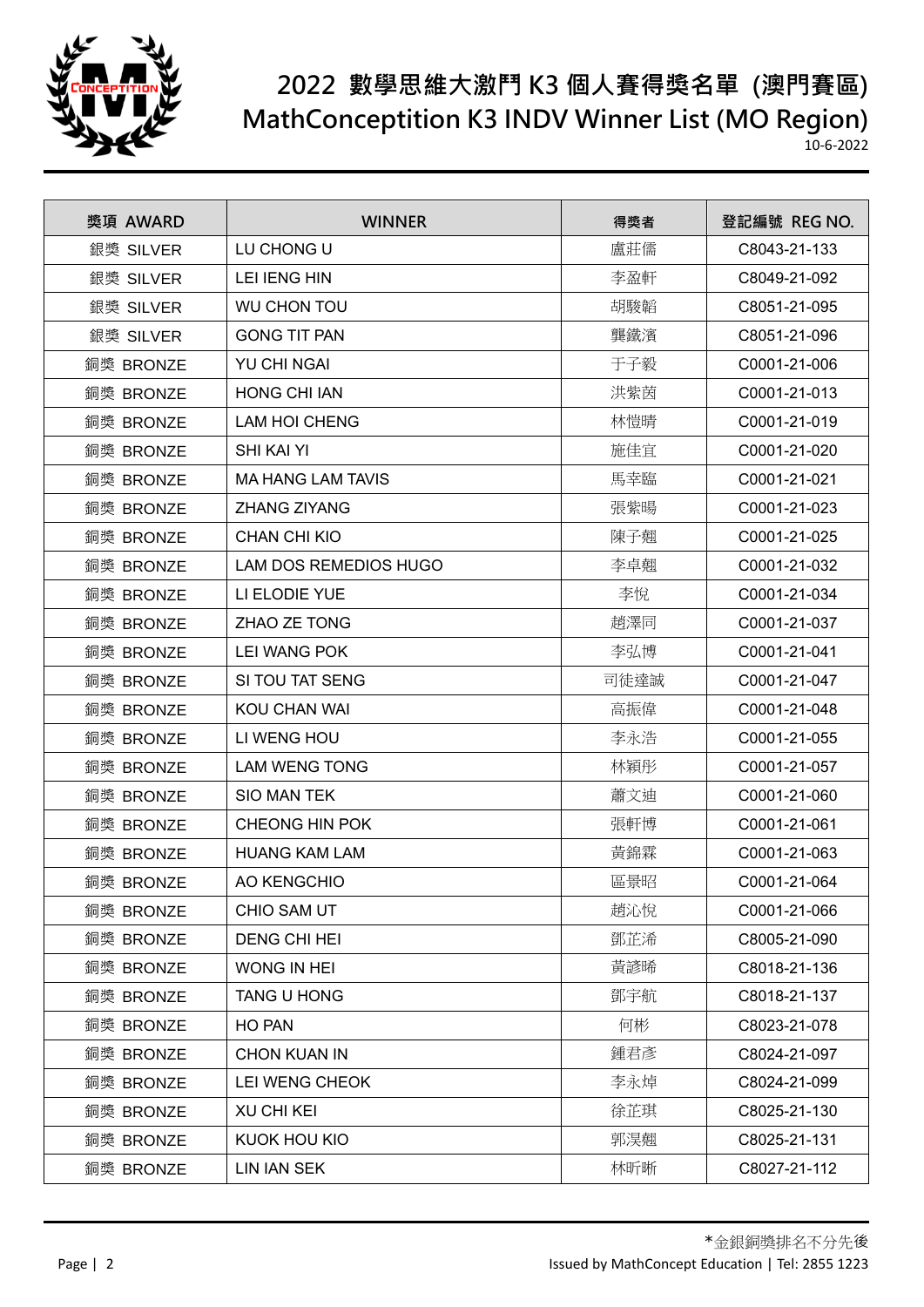# 2022 數學思維大激鬥 K3 個人賽得獎名單 (澳門賽區)
# MathConceptition K3 INDV Winner List (MO Region)

10-6-2022

| 獎項 AWARD | WINNER | 得獎者 | 登記編號 REG NO. |
|---|---|---|---|
| 銀獎 SILVER | LU CHONG U | 盧莊儒 | C8043-21-133 |
| 銀獎 SILVER | LEI IENG HIN | 李盈軒 | C8049-21-092 |
| 銀獎 SILVER | WU CHON TOU | 胡駿韜 | C8051-21-095 |
| 銀獎 SILVER | GONG TIT PAN | 龔鐵濱 | C8051-21-096 |
| 銅獎 BRONZE | YU CHI NGAI | 于子毅 | C0001-21-006 |
| 銅獎 BRONZE | HONG CHI IAN | 洪紫茵 | C0001-21-013 |
| 銅獎 BRONZE | LAM HOI CHENG | 林愷晴 | C0001-21-019 |
| 銅獎 BRONZE | SHI KAI YI | 施佳宜 | C0001-21-020 |
| 銅獎 BRONZE | MA HANG LAM TAVIS | 馬幸臨 | C0001-21-021 |
| 銅獎 BRONZE | ZHANG ZIYANG | 張紫暘 | C0001-21-023 |
| 銅獎 BRONZE | CHAN CHI KIO | 陳子翹 | C0001-21-025 |
| 銅獎 BRONZE | LAM DOS REMEDIOS HUGO | 李卓翹 | C0001-21-032 |
| 銅獎 BRONZE | LI ELODIE YUE | 李悅 | C0001-21-034 |
| 銅獎 BRONZE | ZHAO ZE TONG | 趙澤同 | C0001-21-037 |
| 銅獎 BRONZE | LEI WANG POK | 李弘博 | C0001-21-041 |
| 銅獎 BRONZE | SI TOU TAT SENG | 司徒達誠 | C0001-21-047 |
| 銅獎 BRONZE | KOU CHAN WAI | 高振偉 | C0001-21-048 |
| 銅獎 BRONZE | LI WENG HOU | 李永浩 | C0001-21-055 |
| 銅獎 BRONZE | LAM WENG TONG | 林穎彤 | C0001-21-057 |
| 銅獎 BRONZE | SIO MAN TEK | 蕭文迪 | C0001-21-060 |
| 銅獎 BRONZE | CHEONG HIN POK | 張軒博 | C0001-21-061 |
| 銅獎 BRONZE | HUANG KAM LAM | 黃錦霖 | C0001-21-063 |
| 銅獎 BRONZE | AO KENGCHIO | 區景昭 | C0001-21-064 |
| 銅獎 BRONZE | CHIO SAM UT | 趙沁悅 | C0001-21-066 |
| 銅獎 BRONZE | DENG CHI HEI | 鄧芷浠 | C8005-21-090 |
| 銅獎 BRONZE | WONG IN HEI | 黃諺晞 | C8018-21-136 |
| 銅獎 BRONZE | TANG U HONG | 鄧宇航 | C8018-21-137 |
| 銅獎 BRONZE | HO PAN | 何彬 | C8023-21-078 |
| 銅獎 BRONZE | CHON KUAN IN | 鍾君彥 | C8024-21-097 |
| 銅獎 BRONZE | LEI WENG CHEOK | 李永焯 | C8024-21-099 |
| 銅獎 BRONZE | XU CHI KEI | 徐芷琪 | C8025-21-130 |
| 銅獎 BRONZE | KUOK HOU KIO | 郭淏翹 | C8025-21-131 |
| 銅獎 BRONZE | LIN IAN SEK | 林昕晰 | C8027-21-112 |

*金銀銅獎排名不分先後

Issued by MathConcept Education | Tel: 2855 1223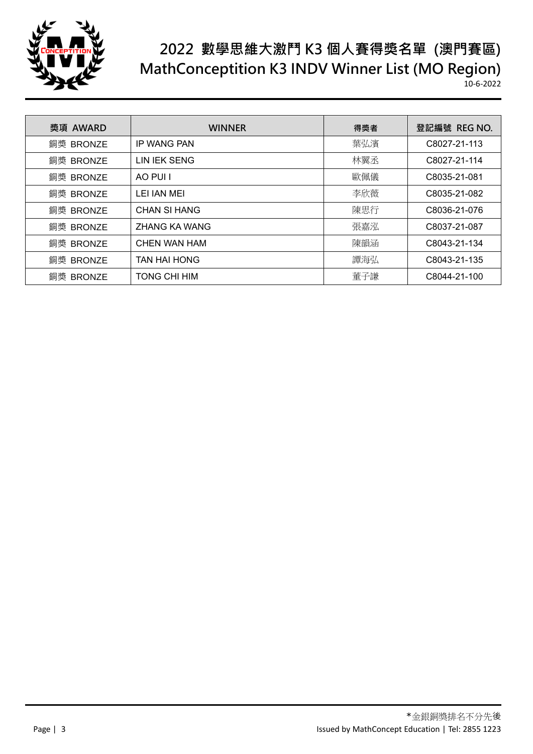# 2022 數學思維大激鬥 K3 個人賽得獎名單 (澳門賽區)
# MathConceptition K3 INDV Winner List (MO Region)

10-6-2022

| 獎項 AWARD | WINNER | 得獎者 | 登記編號 REG NO. |
|---|---|---|---|
| 銅獎 BRONZE | IP WANG PAN | 葉弘濱 | C8027-21-113 |
| 銅獎 BRONZE | LIN IEK SENG | 林翼丞 | C8027-21-114 |
| 銅獎 BRONZE | AO PUI I | 歐佩儀 | C8035-21-081 |
| 銅獎 BRONZE | LEI IAN MEI | 李欣薇 | C8035-21-082 |
| 銅獎 BRONZE | CHAN SI HANG | 陳思行 | C8036-21-076 |
| 銅獎 BRONZE | ZHANG KA WANG | 張嘉泓 | C8037-21-087 |
| 銅獎 BRONZE | CHEN WAN HAM | 陳韻涵 | C8043-21-134 |
| 銅獎 BRONZE | TAN HAI HONG | 譚海弘 | C8043-21-135 |
| 銅獎 BRONZE | TONG CHI HIM | 董子謙 | C8044-21-100 |

*金銀銅獎排名不分先後

Issued by MathConcept Education | Tel: 2855 1223